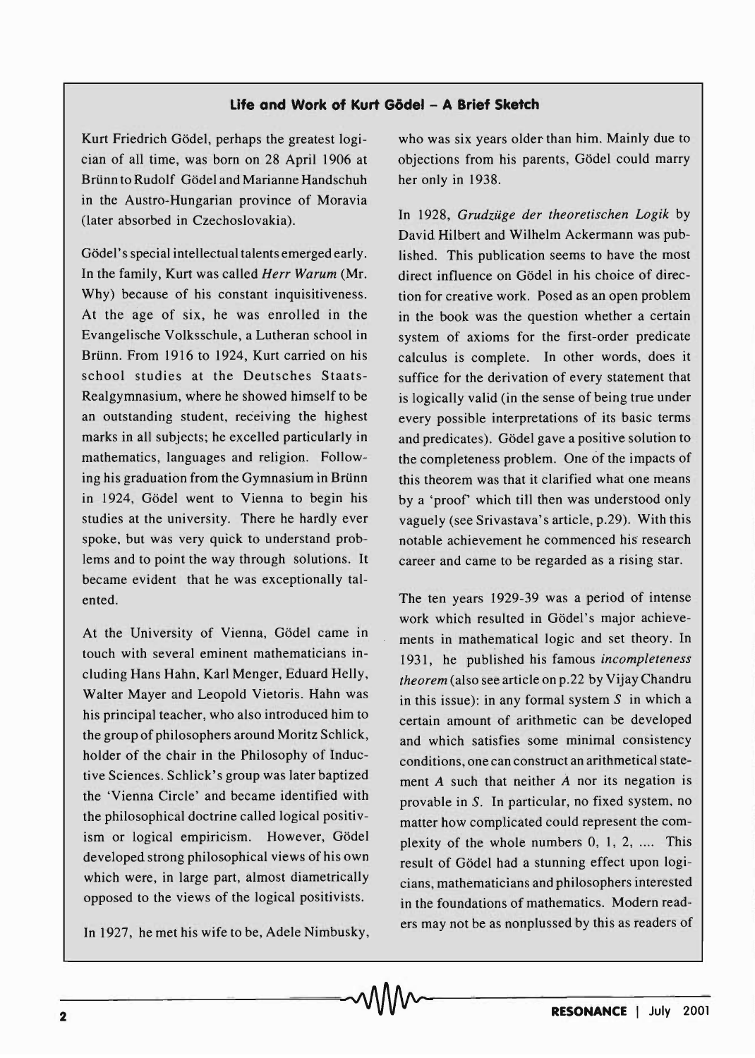## Life and Work of Kurt Gödel – A Brief Sketch

Kurt Friedrich Gödel, perhaps the greatest logician of all time, was born on 28 April 1906 at Brünn to Rudolf Gödel and Marianne Handschuh in the Austro-Hungarian province of Moravia (later absorbed in Czechoslovakia).

Gödel's special intellectual talents emerged early. In the family, Kurt was called *Herr Warum* (Mr. Why) because of his constant inquisitiveness. At the age of six, he was enrolled in the Evangelische Volksschule, a Lutheran school in Brünn. From 1916 to 1924, Kurt carried on his school studies at the Deutsches Staats-Realgymnasium, where he showed himself to be an outstanding student, receiving the highest marks in all subjects; he excelled particularly in mathematics, languages and religion. Following his graduation from the Gymnasium in Brünn in 1924, Gödel went to Vienna to begin his studies at the university. There he hardly ever spoke, but was very quick to understand problems and to point the way through solutions. It became evident that he was exceptionally talented.

At the University of Vienna, Gödel came in touch with several eminent mathematicians including Hans Hahn, Karl Menger, Eduard Helly, Walter Mayer and Leopold Vietoris. Hahn was his principal teacher, who also introduced him to the group of philosophers around Moritz Schlick, holder of the chair in the Philosophy of Inductive Sciences. Schlick's group was later baptized the 'Vienna Circle' and became identified with the philosophical doctrine called logical positivism or logical empiricism. However, Gödel developed strong philosophical views of his own which were, in large part, almost diametrically opposed to the views of the logical positivists.

In 1927, he met his wife to be, Adele Nimbusky, who was six years older than him. Mainly due to objections from his parents, Gödel could marry her only in 1938.

In 1928, *Grudzüge der theoretischen Logik* by David Hilbert and Wilhelm Ackermann was published. This publication seems to have the most direct influence on Gödel in his choice of direction for creative work. Posed as an open problem in the book was the question whether a certain system of axioms for the first-order predicate calculus is complete. In other words, does it suffice for the derivation of every statement that is logically valid (in the sense of being true under every possible interpretations of its basic terms and predicates). Gödel gave a positive solution to the completeness problem. One of the impacts of this theorem was that it clarified what one means by a 'proof' which till then was understood only vaguely (see Srivastava's article, p.29). With this notable achievement he commenced his research career and came to be regarded as a rising star.

The ten years 1929-39 was a period of intense work which resulted in Gödel's major achievements in mathematical logic and set theory. In 1931, he published his famous *incompleteness theorem* (also see article on p.22 by Vijay Chandru in this issue): in any formal system $S$ in which a certain amount of arithmetic can be developed and which satisfies some minimal consistency conditions, one can construct an arithmetical statement $A$ such that neither $A$ nor its negation is provable in $S$. In particular, no fixed system, no matter how complicated could represent the complexity of the whole numbers 0, 1, 2, .... This result of Gödel had a stunning effect upon logicians, mathematicians and philosophers interested in the foundations of mathematics. Modern readers may not be as nonplussed by this as readers of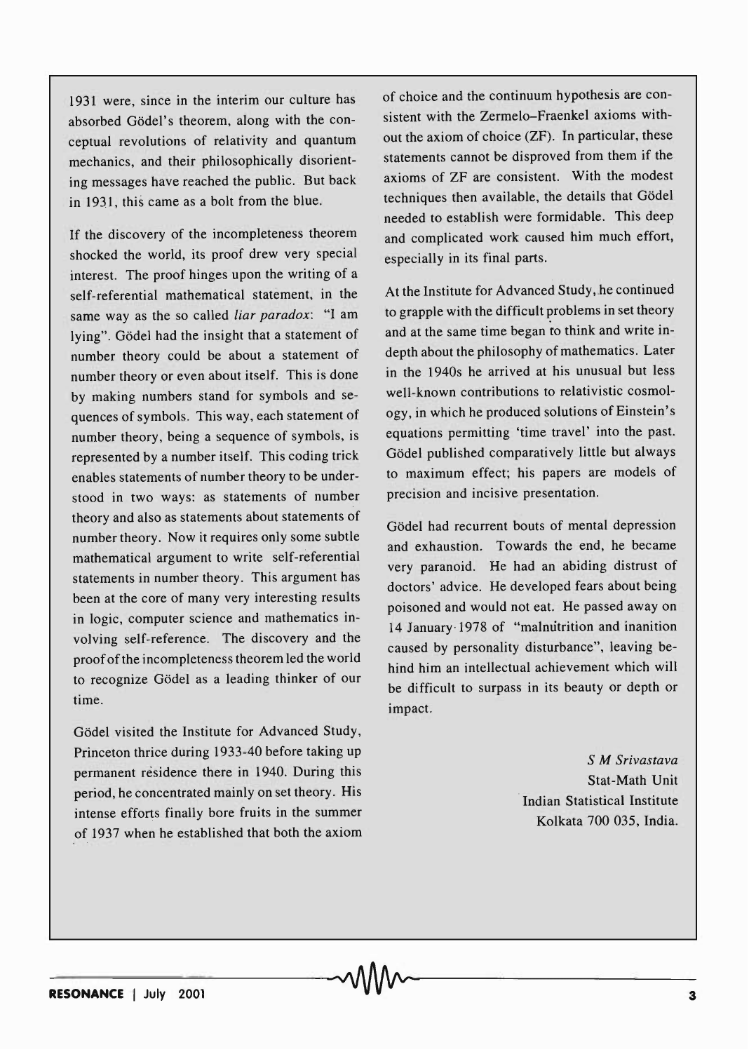1931 were, since in the interim our culture has absorbed Gödel's theorem, along with the conceptual revolutions of relativity and quantum mechanics, and their philosophically disorienting messages have reached the public. But back in 1931, this came as a bolt from the blue.

If the discovery of the incompleteness theorem shocked the world, its proof drew very special interest. The proof hinges upon the writing of a self-referential mathematical statement, in the same way as the so called *liar paradox*: "I am lying". Gödel had the insight that a statement of number theory could be about a statement of number theory or even about itself. This is done by making numbers stand for symbols and sequences of symbols. This way, each statement of number theory, being a sequence of symbols, is represented by a number itself. This coding trick enables statements of number theory to be understood in two ways: as statements of number theory and also as statements about statements of number theory. Now it requires only some subtle mathematical argument to write self-referential statements in number theory. This argument has been at the core of many very interesting results in logic, computer science and mathematics involving self-reference. The discovery and the proof of the incompleteness theorem led the world to recognize Gödel as a leading thinker of our time.

Gödel visited the Institute for Advanced Study, Princeton thrice during 1933-40 before taking up permanent residence there in 1940. During this period, he concentrated mainly on set theory. His intense efforts finally bore fruits in the summer of 1937 when he established that both the axiom of choice and the continuum hypothesis are consistent with the Zermelo–Fraenkel axioms without the axiom of choice (ZF). In particular, these statements cannot be disproved from them if the axioms of ZF are consistent. With the modest techniques then available, the details that Gödel needed to establish were formidable. This deep and complicated work caused him much effort, especially in its final parts.

At the Institute for Advanced Study, he continued to grapple with the difficult problems in set theory and at the same time began to think and write in-depth about the philosophy of mathematics. Later in the 1940s he arrived at his unusual but less well-known contributions to relativistic cosmology, in which he produced solutions of Einstein's equations permitting 'time travel' into the past. Gödel published comparatively little but always to maximum effect; his papers are models of precision and incisive presentation.

Gödel had recurrent bouts of mental depression and exhaustion. Towards the end, he became very paranoid. He had an abiding distrust of doctors' advice. He developed fears about being poisoned and would not eat. He passed away on 14 January 1978 of "malnutrition and inanition caused by personality disturbance", leaving behind him an intellectual achievement which will be difficult to surpass in its beauty or depth or impact.

*S M Srivastava*
Stat-Math Unit
Indian Statistical Institute
Kolkata 700 035, India.